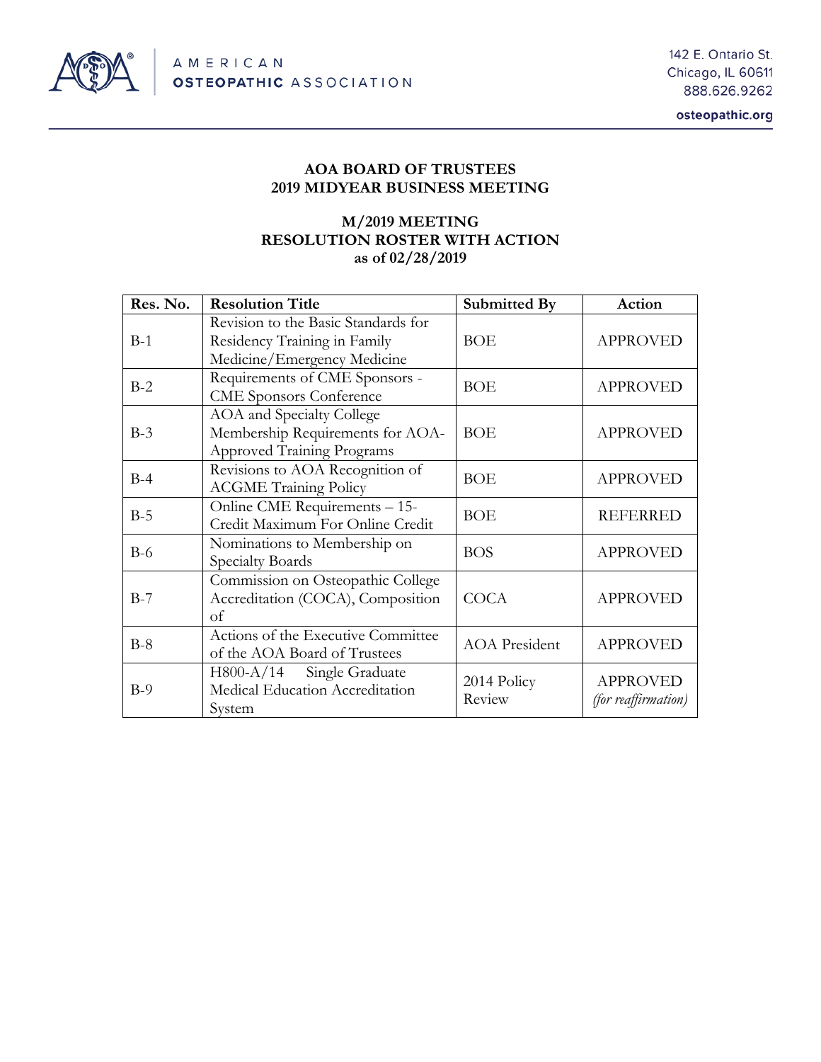AMERICAN OSTEOPATHIC ASSOCIATION

142 E. Ontario St.
Chicago, IL 60611
888.626.9262

osteopathic.org

## AOA BOARD OF TRUSTEES
## 2019 MIDYEAR BUSINESS MEETING

### M/2019 MEETING
### RESOLUTION ROSTER WITH ACTION
### as of 02/28/2019

| Res. No. | Resolution Title | Submitted By | Action |
|---|---|---|---|
| B-1 | Revision to the Basic Standards for Residency Training in Family Medicine/Emergency Medicine | BOE | APPROVED |
| B-2 | Requirements of CME Sponsors - CME Sponsors Conference | BOE | APPROVED |
| B-3 | AOA and Specialty College Membership Requirements for AOA-Approved Training Programs | BOE | APPROVED |
| B-4 | Revisions to AOA Recognition of ACGME Training Policy | BOE | APPROVED |
| B-5 | Online CME Requirements – 15-Credit Maximum For Online Credit | BOE | REFERRED |
| B-6 | Nominations to Membership on Specialty Boards | BOS | APPROVED |
| B-7 | Commission on Osteopathic College Accreditation (COCA), Composition of | COCA | APPROVED |
| B-8 | Actions of the Executive Committee of the AOA Board of Trustees | AOA President | APPROVED |
| B-9 | H800-A/14 Single Graduate Medical Education Accreditation System | 2014 Policy Review | APPROVED *(for reaffirmation)* |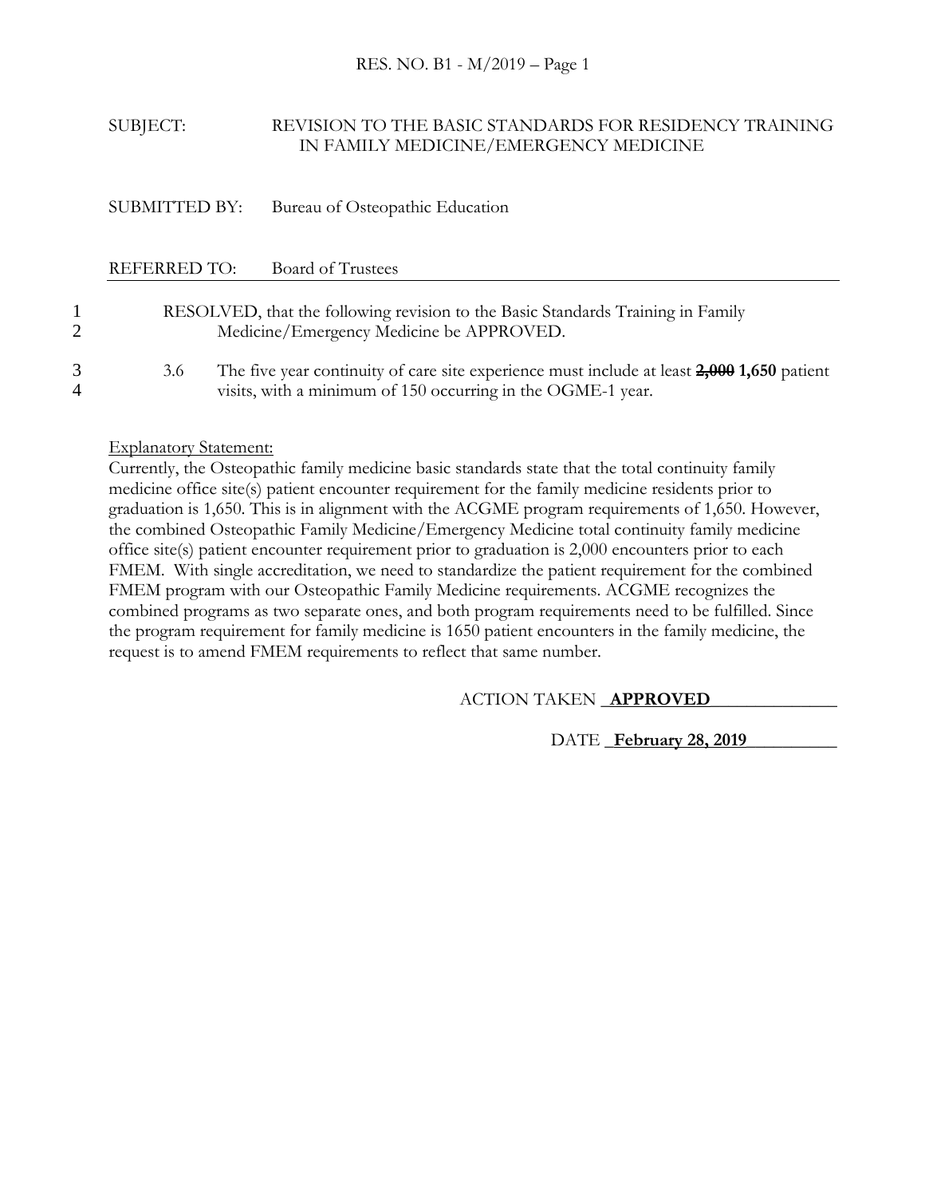SUBJECT: REVISION TO THE BASIC STANDARDS FOR RESIDENCY TRAINING IN FAMILY MEDICINE/EMERGENCY MEDICINE

SUBMITTED BY: Bureau of Osteopathic Education

REFERRED TO: Board of Trustees

1 RESOLVED, that the following revision to the Basic Standards Training in Family
2 Medicine/Emergency Medicine be APPROVED.

3 3.6 The five year continuity of care site experience must include at least ~~**2,000**~~ **1,650** patient
4 visits, with a minimum of 150 occurring in the OGME-1 year.

Explanatory Statement:

Currently, the Osteopathic family medicine basic standards state that the total continuity family medicine office site(s) patient encounter requirement for the family medicine residents prior to graduation is 1,650. This is in alignment with the ACGME program requirements of 1,650. However, the combined Osteopathic Family Medicine/Emergency Medicine total continuity family medicine office site(s) patient encounter requirement prior to graduation is 2,000 encounters prior to each FMEM. With single accreditation, we need to standardize the patient requirement for the combined FMEM program with our Osteopathic Family Medicine requirements. ACGME recognizes the combined programs as two separate ones, and both program requirements need to be fulfilled. Since the program requirement for family medicine is 1650 patient encounters in the family medicine, the request is to amend FMEM requirements to reflect that same number.

ACTION TAKEN **APPROVED**

DATE **February 28, 2019**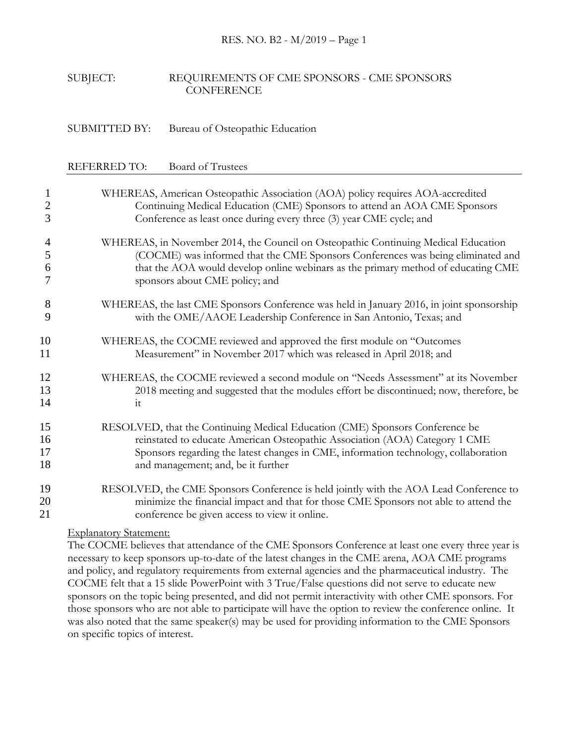SUBJECT: REQUIREMENTS OF CME SPONSORS - CME SPONSORS CONFERENCE

SUBMITTED BY: Bureau of Osteopathic Education

REFERRED TO: Board of Trustees

WHEREAS, American Osteopathic Association (AOA) policy requires AOA-accredited Continuing Medical Education (CME) Sponsors to attend an AOA CME Sponsors Conference as least once during every three (3) year CME cycle; and

WHEREAS, in November 2014, the Council on Osteopathic Continuing Medical Education (COCME) was informed that the CME Sponsors Conferences was being eliminated and that the AOA would develop online webinars as the primary method of educating CME sponsors about CME policy; and

WHEREAS, the last CME Sponsors Conference was held in January 2016, in joint sponsorship with the OME/AAOE Leadership Conference in San Antonio, Texas; and

WHEREAS, the COCME reviewed and approved the first module on "Outcomes Measurement" in November 2017 which was released in April 2018; and

WHEREAS, the COCME reviewed a second module on "Needs Assessment" at its November 2018 meeting and suggested that the modules effort be discontinued; now, therefore, be it

RESOLVED, that the Continuing Medical Education (CME) Sponsors Conference be reinstated to educate American Osteopathic Association (AOA) Category 1 CME Sponsors regarding the latest changes in CME, information technology, collaboration and management; and, be it further

RESOLVED, the CME Sponsors Conference is held jointly with the AOA Lead Conference to minimize the financial impact and that for those CME Sponsors not able to attend the conference be given access to view it online.

Explanatory Statement:
The COCME believes that attendance of the CME Sponsors Conference at least one every three year is necessary to keep sponsors up-to-date of the latest changes in the CME arena, AOA CME programs and policy, and regulatory requirements from external agencies and the pharmaceutical industry. The COCME felt that a 15 slide PowerPoint with 3 True/False questions did not serve to educate new sponsors on the topic being presented, and did not permit interactivity with other CME sponsors. For those sponsors who are not able to participate will have the option to review the conference online. It was also noted that the same speaker(s) may be used for providing information to the CME Sponsors on specific topics of interest.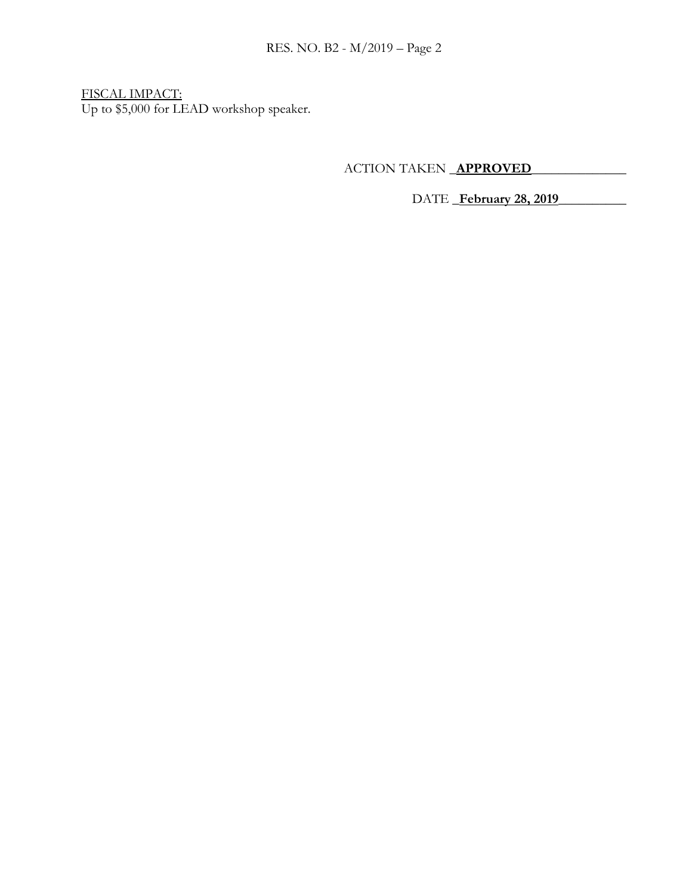FISCAL IMPACT:
Up to $5,000 for LEAD workshop speaker.

ACTION TAKEN **APPROVED**

DATE **February 28, 2019**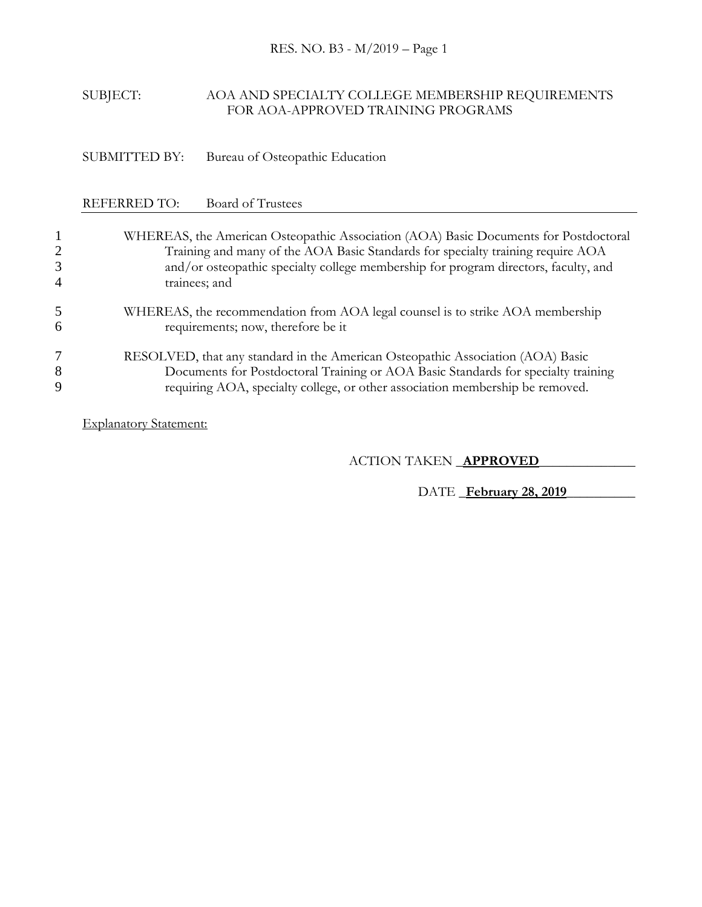RES. NO. B3 - M/2019

SUBJECT: AOA AND SPECIALTY COLLEGE MEMBERSHIP REQUIREMENTS FOR AOA-APPROVED TRAINING PROGRAMS

SUBMITTED BY: Bureau of Osteopathic Education

REFERRED TO: Board of Trustees

---

1 WHEREAS, the American Osteopathic Association (AOA) Basic Documents for Postdoctoral
2 Training and many of the AOA Basic Standards for specialty training require AOA
3 and/or osteopathic specialty college membership for program directors, faculty, and
4 trainees; and

5 WHEREAS, the recommendation from AOA legal counsel is to strike AOA membership
6 requirements; now, therefore be it

7 RESOLVED, that any standard in the American Osteopathic Association (AOA) Basic
8 Documents for Postdoctoral Training or AOA Basic Standards for specialty training
9 requiring AOA, specialty college, or other association membership be removed.

Explanatory Statement:

ACTION TAKEN **APPROVED**

DATE **February 28, 2019**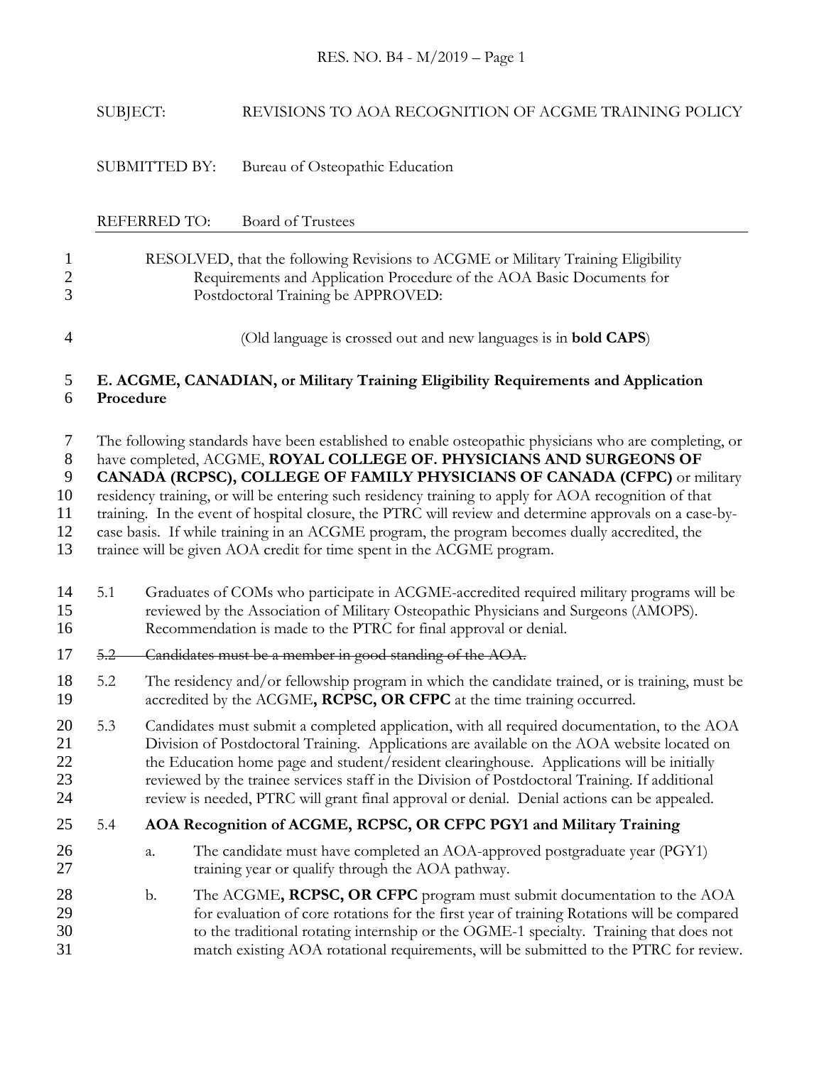SUBJECT: REVISIONS TO AOA RECOGNITION OF ACGME TRAINING POLICY

SUBMITTED BY: Bureau of Osteopathic Education

REFERRED TO: Board of Trustees

RESOLVED, that the following Revisions to ACGME or Military Training Eligibility Requirements and Application Procedure of the AOA Basic Documents for Postdoctoral Training be APPROVED:

(Old language is crossed out and new languages is in **bold CAPS**)

**E. ACGME, CANADIAN, or Military Training Eligibility Requirements and Application Procedure**

The following standards have been established to enable osteopathic physicians who are completing, or have completed, ACGME, **ROYAL COLLEGE OF. PHYSICIANS AND SURGEONS OF CANADA (RCPSC), COLLEGE OF FAMILY PHYSICIANS OF CANADA (CFPC)** or military residency training, or will be entering such residency training to apply for AOA recognition of that training. In the event of hospital closure, the PTRC will review and determine approvals on a case-by-case basis. If while training in an ACGME program, the program becomes dually accredited, the trainee will be given AOA credit for time spent in the ACGME program.

5.1 Graduates of COMs who participate in ACGME-accredited required military programs will be reviewed by the Association of Military Osteopathic Physicians and Surgeons (AMOPS). Recommendation is made to the PTRC for final approval or denial.

~~5.2 Candidates must be a member in good standing of the AOA.~~

5.2 The residency and/or fellowship program in which the candidate trained, or is training, must be accredited by the ACGME**, RCPSC, OR CFPC** at the time training occurred.

5.3 Candidates must submit a completed application, with all required documentation, to the AOA Division of Postdoctoral Training. Applications are available on the AOA website located on the Education home page and student/resident clearinghouse. Applications will be initially reviewed by the trainee services staff in the Division of Postdoctoral Training. If additional review is needed, PTRC will grant final approval or denial. Denial actions can be appealed.

5.4 **AOA Recognition of ACGME, RCPSC, OR CFPC PGY1 and Military Training**

a. The candidate must have completed an AOA-approved postgraduate year (PGY1) training year or qualify through the AOA pathway.

b. The ACGME**, RCPSC, OR CFPC** program must submit documentation to the AOA for evaluation of core rotations for the first year of training Rotations will be compared to the traditional rotating internship or the OGME-1 specialty. Training that does not match existing AOA rotational requirements, will be submitted to the PTRC for review.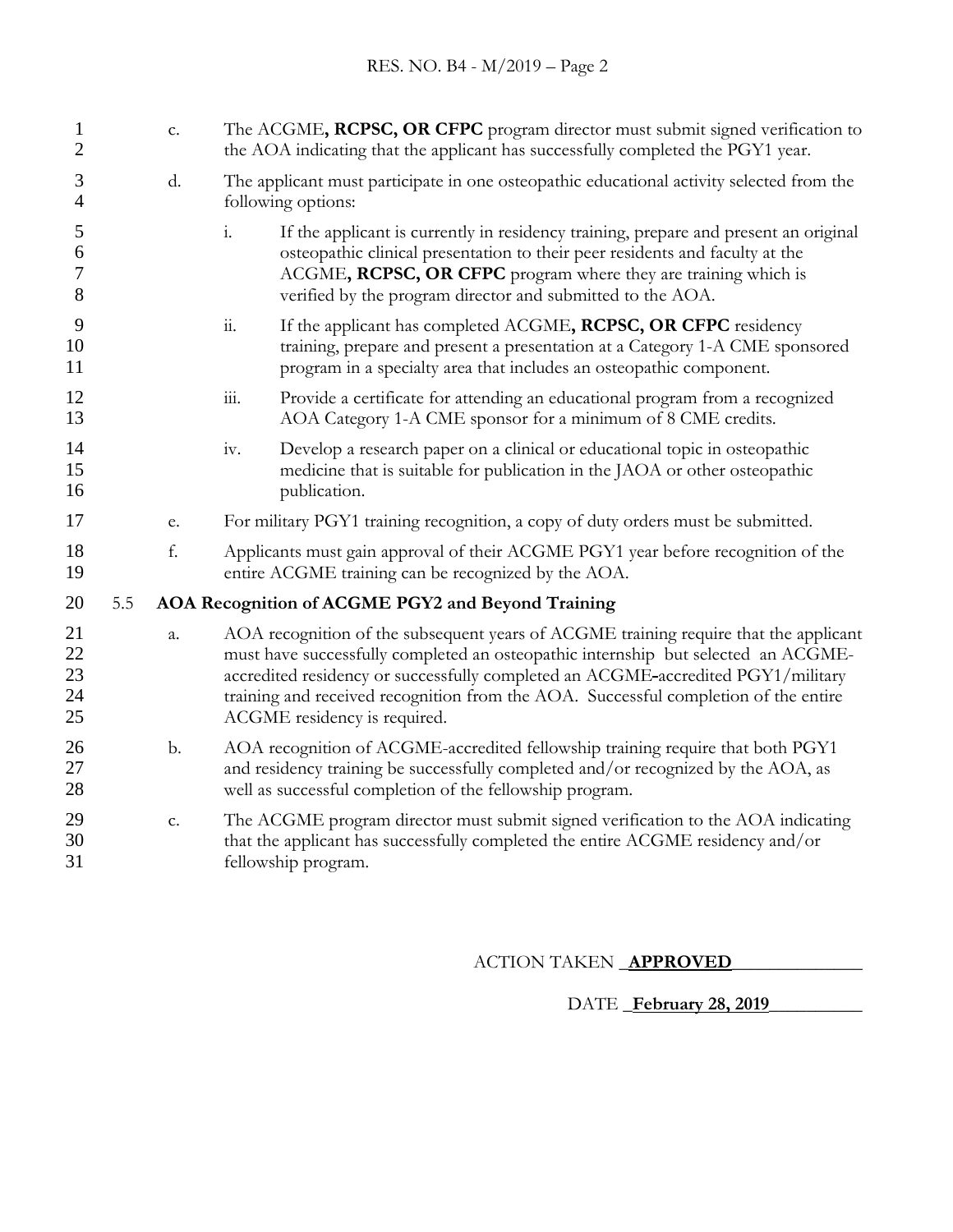c. The ACGME**, RCPSC, OR CFPC** program director must submit signed verification to the AOA indicating that the applicant has successfully completed the PGY1 year.

d. The applicant must participate in one osteopathic educational activity selected from the following options:

   i. If the applicant is currently in residency training, prepare and present an original osteopathic clinical presentation to their peer residents and faculty at the ACGME**, RCPSC, OR CFPC** program where they are training which is verified by the program director and submitted to the AOA.

   ii. If the applicant has completed ACGME**, RCPSC, OR CFPC** residency training, prepare and present a presentation at a Category 1-A CME sponsored program in a specialty area that includes an osteopathic component.

   iii. Provide a certificate for attending an educational program from a recognized AOA Category 1-A CME sponsor for a minimum of 8 CME credits.

   iv. Develop a research paper on a clinical or educational topic in osteopathic medicine that is suitable for publication in the JAOA or other osteopathic publication.

e. For military PGY1 training recognition, a copy of duty orders must be submitted.

f. Applicants must gain approval of their ACGME PGY1 year before recognition of the entire ACGME training can be recognized by the AOA.

**5.5 AOA Recognition of ACGME PGY2 and Beyond Training**

a. AOA recognition of the subsequent years of ACGME training require that the applicant must have successfully completed an osteopathic internship but selected an ACGME-accredited residency or successfully completed an ACGME-accredited PGY1/military training and received recognition from the AOA. Successful completion of the entire ACGME residency is required.

b. AOA recognition of ACGME-accredited fellowship training require that both PGY1 and residency training be successfully completed and/or recognized by the AOA, as well as successful completion of the fellowship program.

c. The ACGME program director must submit signed verification to the AOA indicating that the applicant has successfully completed the entire ACGME residency and/or fellowship program.

ACTION TAKEN **APPROVED**

DATE **February 28, 2019**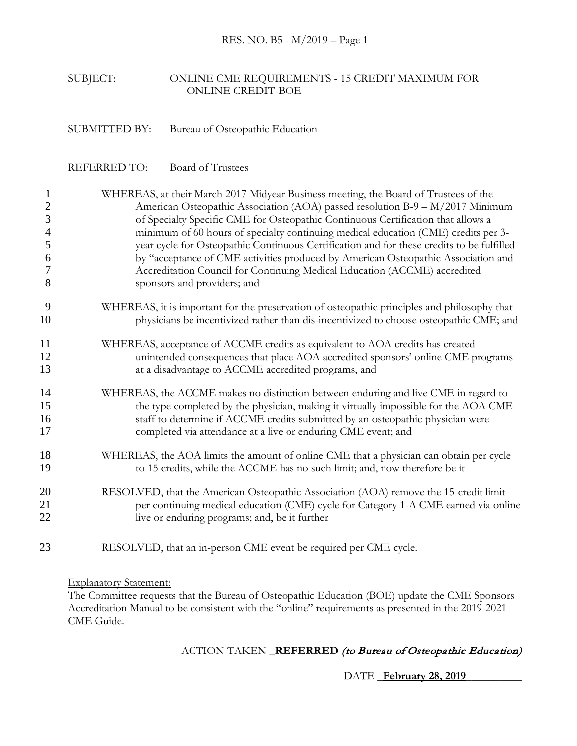SUBJECT: ONLINE CME REQUIREMENTS - 15 CREDIT MAXIMUM FOR ONLINE CREDIT-BOE

SUBMITTED BY: Bureau of Osteopathic Education

REFERRED TO: Board of Trustees

---

1 WHEREAS, at their March 2017 Midyear Business meeting, the Board of Trustees of the
2 American Osteopathic Association (AOA) passed resolution B-9 – M/2017 Minimum
3 of Specialty Specific CME for Osteopathic Continuous Certification that allows a
4 minimum of 60 hours of specialty continuing medical education (CME) credits per 3-
5 year cycle for Osteopathic Continuous Certification and for these credits to be fulfilled
6 by "acceptance of CME activities produced by American Osteopathic Association and
7 Accreditation Council for Continuing Medical Education (ACCME) accredited
8 sponsors and providers; and

9 WHEREAS, it is important for the preservation of osteopathic principles and philosophy that
10 physicians be incentivized rather than dis-incentivized to choose osteopathic CME; and

11 WHEREAS, acceptance of ACCME credits as equivalent to AOA credits has created
12 unintended consequences that place AOA accredited sponsors' online CME programs
13 at a disadvantage to ACCME accredited programs, and

14 WHEREAS, the ACCME makes no distinction between enduring and live CME in regard to
15 the type completed by the physician, making it virtually impossible for the AOA CME
16 staff to determine if ACCME credits submitted by an osteopathic physician were
17 completed via attendance at a live or enduring CME event; and

18 WHEREAS, the AOA limits the amount of online CME that a physician can obtain per cycle
19 to 15 credits, while the ACCME has no such limit; and, now therefore be it

20 RESOLVED, that the American Osteopathic Association (AOA) remove the 15-credit limit
21 per continuing medical education (CME) cycle for Category 1-A CME earned via online
22 live or enduring programs; and, be it further

23 RESOLVED, that an in-person CME event be required per CME cycle.

Explanatory Statement:
The Committee requests that the Bureau of Osteopathic Education (BOE) update the CME Sponsors Accreditation Manual to be consistent with the "online" requirements as presented in the 2019-2021 CME Guide.

ACTION TAKEN **REFERRED** *(to Bureau of Osteopathic Education)*

DATE **February 28, 2019**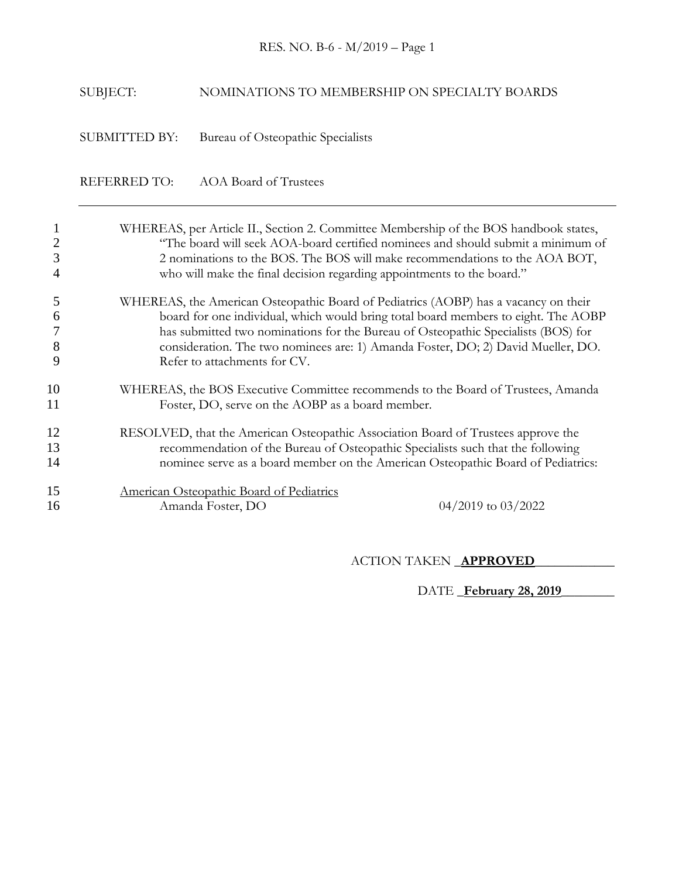SUBJECT: NOMINATIONS TO MEMBERSHIP ON SPECIALTY BOARDS

SUBMITTED BY: Bureau of Osteopathic Specialists

REFERRED TO: AOA Board of Trustees

---

WHEREAS, per Article II., Section 2. Committee Membership of the BOS handbook states, "The board will seek AOA-board certified nominees and should submit a minimum of 2 nominations to the BOS. The BOS will make recommendations to the AOA BOT, who will make the final decision regarding appointments to the board."

WHEREAS, the American Osteopathic Board of Pediatrics (AOBP) has a vacancy on their board for one individual, which would bring total board members to eight. The AOBP has submitted two nominations for the Bureau of Osteopathic Specialists (BOS) for consideration. The two nominees are: 1) Amanda Foster, DO; 2) David Mueller, DO. Refer to attachments for CV.

WHEREAS, the BOS Executive Committee recommends to the Board of Trustees, Amanda Foster, DO, serve on the AOBP as a board member.

RESOLVED, that the American Osteopathic Association Board of Trustees approve the recommendation of the Bureau of Osteopathic Specialists such that the following nominee serve as a board member on the American Osteopathic Board of Pediatrics:

American Osteopathic Board of Pediatrics

Amanda Foster, DO 04/2019 to 03/2022

ACTION TAKEN **APPROVED**

DATE **February 28, 2019**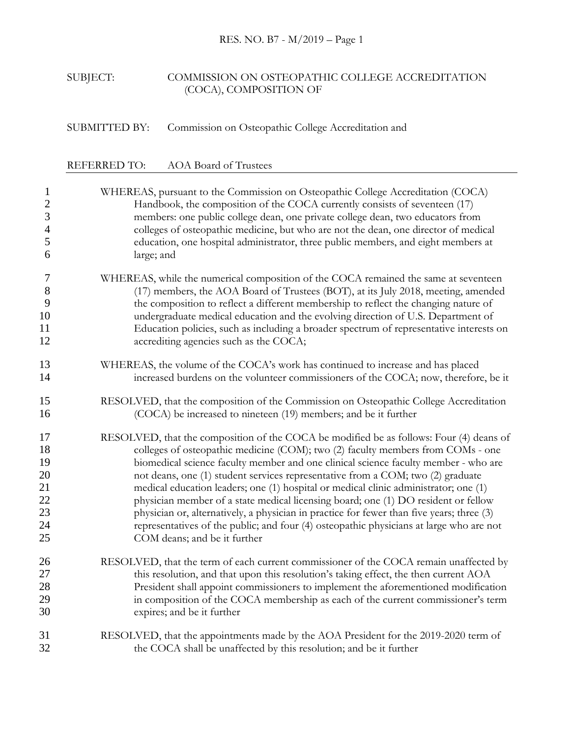SUBJECT: COMMISSION ON OSTEOPATHIC COLLEGE ACCREDITATION (COCA), COMPOSITION OF

SUBMITTED BY: Commission on Osteopathic College Accreditation and

REFERRED TO: AOA Board of Trustees

---

1 WHEREAS, pursuant to the Commission on Osteopathic College Accreditation (COCA)
2 Handbook, the composition of the COCA currently consists of seventeen (17)
3 members: one public college dean, one private college dean, two educators from
4 colleges of osteopathic medicine, but who are not the dean, one director of medical
5 education, one hospital administrator, three public members, and eight members at
6 large; and

7 WHEREAS, while the numerical composition of the COCA remained the same at seventeen
8 (17) members, the AOA Board of Trustees (BOT), at its July 2018, meeting, amended
9 the composition to reflect a different membership to reflect the changing nature of
10 undergraduate medical education and the evolving direction of U.S. Department of
11 Education policies, such as including a broader spectrum of representative interests on
12 accrediting agencies such as the COCA;

13 WHEREAS, the volume of the COCA's work has continued to increase and has placed
14 increased burdens on the volunteer commissioners of the COCA; now, therefore, be it

15 RESOLVED, that the composition of the Commission on Osteopathic College Accreditation
16 (COCA) be increased to nineteen (19) members; and be it further

17 RESOLVED, that the composition of the COCA be modified be as follows: Four (4) deans of
18 colleges of osteopathic medicine (COM); two (2) faculty members from COMs - one
19 biomedical science faculty member and one clinical science faculty member - who are
20 not deans, one (1) student services representative from a COM; two (2) graduate
21 medical education leaders; one (1) hospital or medical clinic administrator; one (1)
22 physician member of a state medical licensing board; one (1) DO resident or fellow
23 physician or, alternatively, a physician in practice for fewer than five years; three (3)
24 representatives of the public; and four (4) osteopathic physicians at large who are not
25 COM deans; and be it further

26 RESOLVED, that the term of each current commissioner of the COCA remain unaffected by
27 this resolution, and that upon this resolution's taking effect, the then current AOA
28 President shall appoint commissioners to implement the aforementioned modification
29 in composition of the COCA membership as each of the current commissioner's term
30 expires; and be it further

31 RESOLVED, that the appointments made by the AOA President for the 2019-2020 term of
32 the COCA shall be unaffected by this resolution; and be it further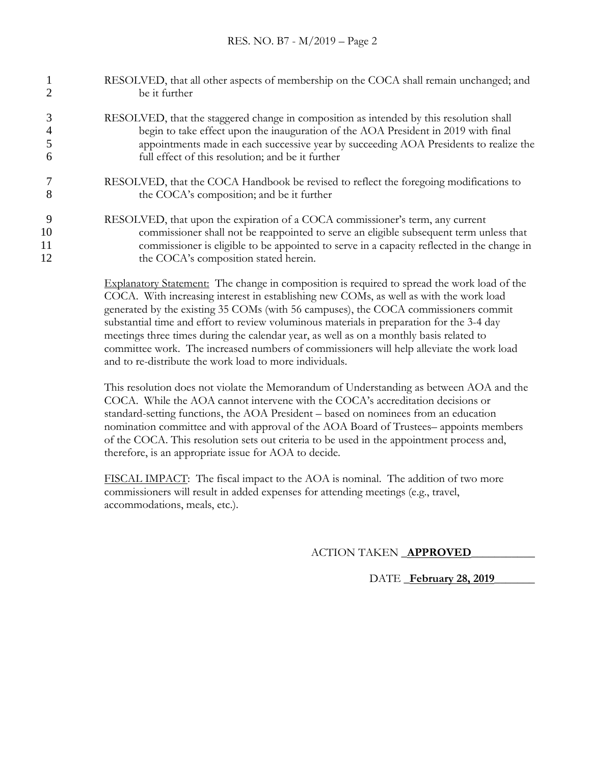RESOLVED, that all other aspects of membership on the COCA shall remain unchanged; and be it further

RESOLVED, that the staggered change in composition as intended by this resolution shall begin to take effect upon the inauguration of the AOA President in 2019 with final appointments made in each successive year by succeeding AOA Presidents to realize the full effect of this resolution; and be it further

RESOLVED, that the COCA Handbook be revised to reflect the foregoing modifications to the COCA's composition; and be it further

RESOLVED, that upon the expiration of a COCA commissioner's term, any current commissioner shall not be reappointed to serve an eligible subsequent term unless that commissioner is eligible to be appointed to serve in a capacity reflected in the change in the COCA's composition stated herein.

Explanatory Statement: The change in composition is required to spread the work load of the COCA. With increasing interest in establishing new COMs, as well as with the work load generated by the existing 35 COMs (with 56 campuses), the COCA commissioners commit substantial time and effort to review voluminous materials in preparation for the 3-4 day meetings three times during the calendar year, as well as on a monthly basis related to committee work. The increased numbers of commissioners will help alleviate the work load and to re-distribute the work load to more individuals.

This resolution does not violate the Memorandum of Understanding as between AOA and the COCA. While the AOA cannot intervene with the COCA's accreditation decisions or standard-setting functions, the AOA President – based on nominees from an education nomination committee and with approval of the AOA Board of Trustees– appoints members of the COCA. This resolution sets out criteria to be used in the appointment process and, therefore, is an appropriate issue for AOA to decide.

FISCAL IMPACT: The fiscal impact to the AOA is nominal. The addition of two more commissioners will result in added expenses for attending meetings (e.g., travel, accommodations, meals, etc.).

ACTION TAKEN **APPROVED**

DATE **February 28, 2019**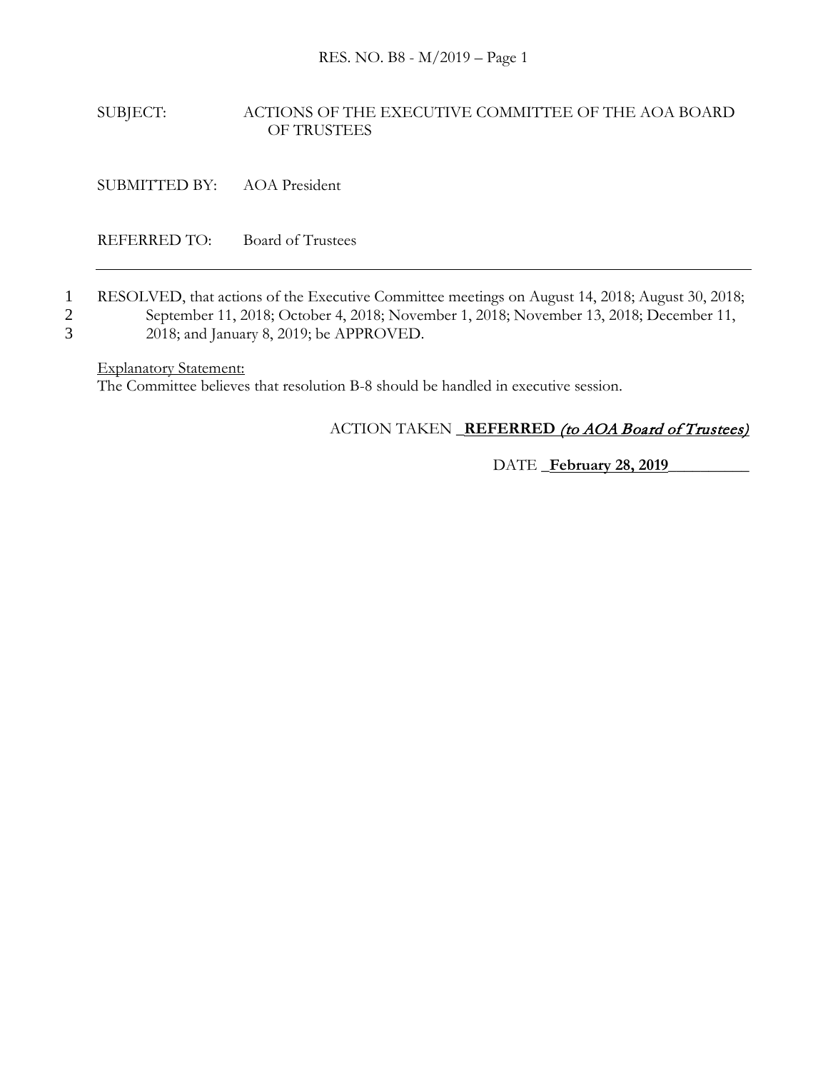SUBJECT: ACTIONS OF THE EXECUTIVE COMMITTEE OF THE AOA BOARD OF TRUSTEES

SUBMITTED BY: AOA President

REFERRED TO: Board of Trustees

---

1 RESOLVED, that actions of the Executive Committee meetings on August 14, 2018; August 30, 2018;
2 September 11, 2018; October 4, 2018; November 1, 2018; November 13, 2018; December 11,
3 2018; and January 8, 2019; be APPROVED.

Explanatory Statement:
The Committee believes that resolution B-8 should be handled in executive session.

ACTION TAKEN **REFERRED** *(to AOA Board of Trustees)*

DATE **February 28, 2019**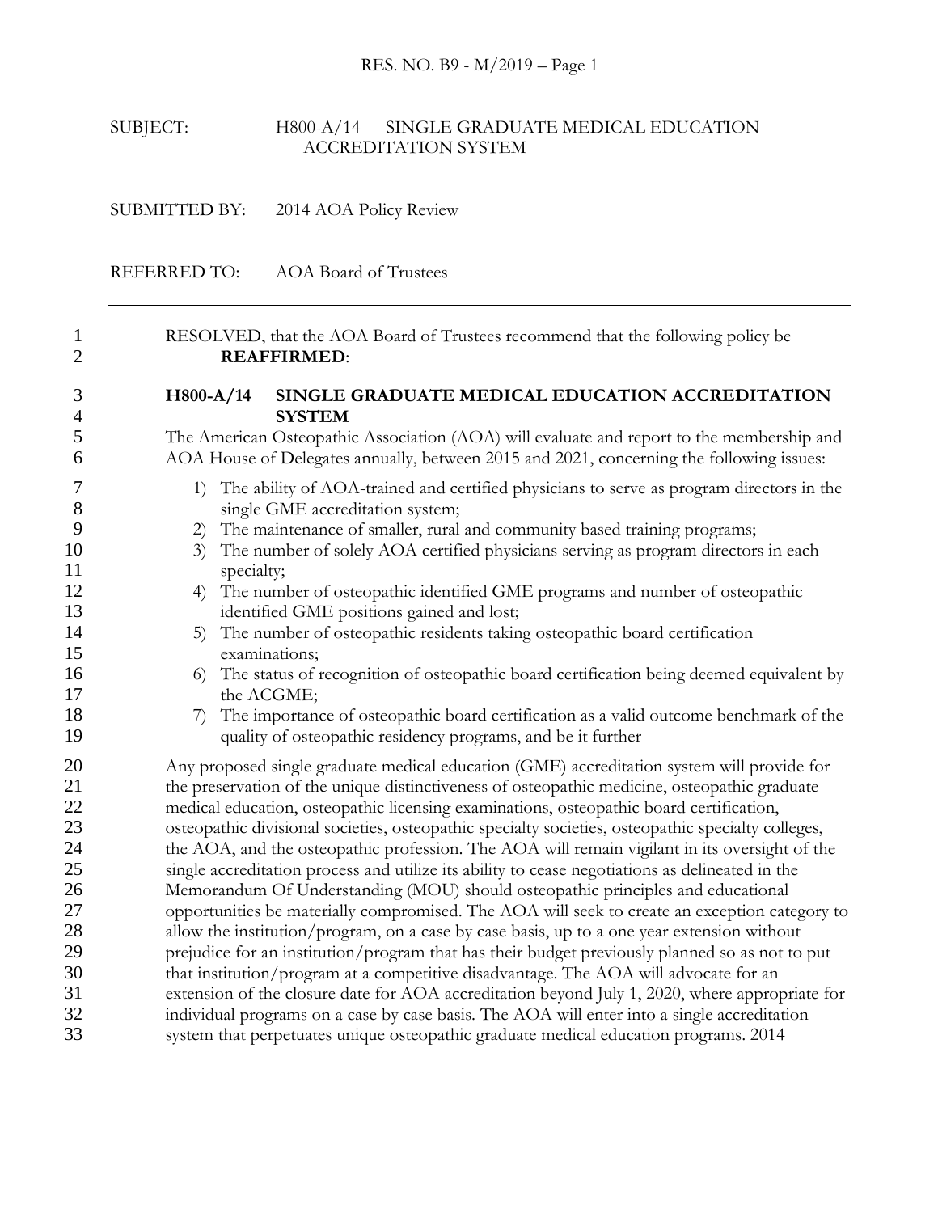SUBJECT: H800-A/14 SINGLE GRADUATE MEDICAL EDUCATION ACCREDITATION SYSTEM

SUBMITTED BY: 2014 AOA Policy Review

REFERRED TO: AOA Board of Trustees

---

RESOLVED, that the AOA Board of Trustees recommend that the following policy be **REAFFIRMED**:

**H800-A/14 SINGLE GRADUATE MEDICAL EDUCATION ACCREDITATION SYSTEM**

The American Osteopathic Association (AOA) will evaluate and report to the membership and AOA House of Delegates annually, between 2015 and 2021, concerning the following issues:

1) The ability of AOA-trained and certified physicians to serve as program directors in the single GME accreditation system;
2) The maintenance of smaller, rural and community based training programs;
3) The number of solely AOA certified physicians serving as program directors in each specialty;
4) The number of osteopathic identified GME programs and number of osteopathic identified GME positions gained and lost;
5) The number of osteopathic residents taking osteopathic board certification examinations;
6) The status of recognition of osteopathic board certification being deemed equivalent by the ACGME;
7) The importance of osteopathic board certification as a valid outcome benchmark of the quality of osteopathic residency programs, and be it further

Any proposed single graduate medical education (GME) accreditation system will provide for the preservation of the unique distinctiveness of osteopathic medicine, osteopathic graduate medical education, osteopathic licensing examinations, osteopathic board certification, osteopathic divisional societies, osteopathic specialty societies, osteopathic specialty colleges, the AOA, and the osteopathic profession. The AOA will remain vigilant in its oversight of the single accreditation process and utilize its ability to cease negotiations as delineated in the Memorandum Of Understanding (MOU) should osteopathic principles and educational opportunities be materially compromised. The AOA will seek to create an exception category to allow the institution/program, on a case by case basis, up to a one year extension without prejudice for an institution/program that has their budget previously planned so as not to put that institution/program at a competitive disadvantage. The AOA will advocate for an extension of the closure date for AOA accreditation beyond July 1, 2020, where appropriate for individual programs on a case by case basis. The AOA will enter into a single accreditation system that perpetuates unique osteopathic graduate medical education programs. 2014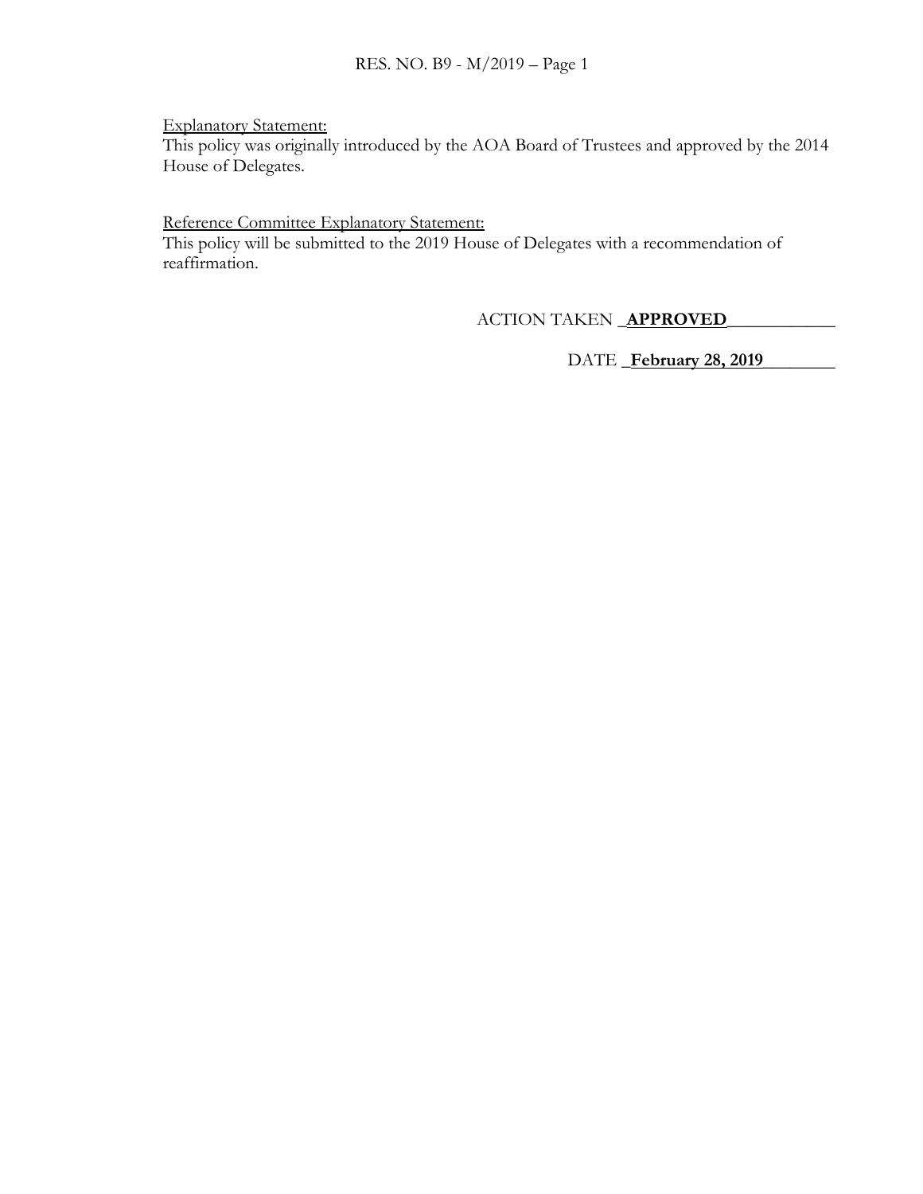Explanatory Statement:
This policy was originally introduced by the AOA Board of Trustees and approved by the 2014 House of Delegates.

Reference Committee Explanatory Statement:
This policy will be submitted to the 2019 House of Delegates with a recommendation of reaffirmation.

ACTION TAKEN **APPROVED**

DATE **February 28, 2019**